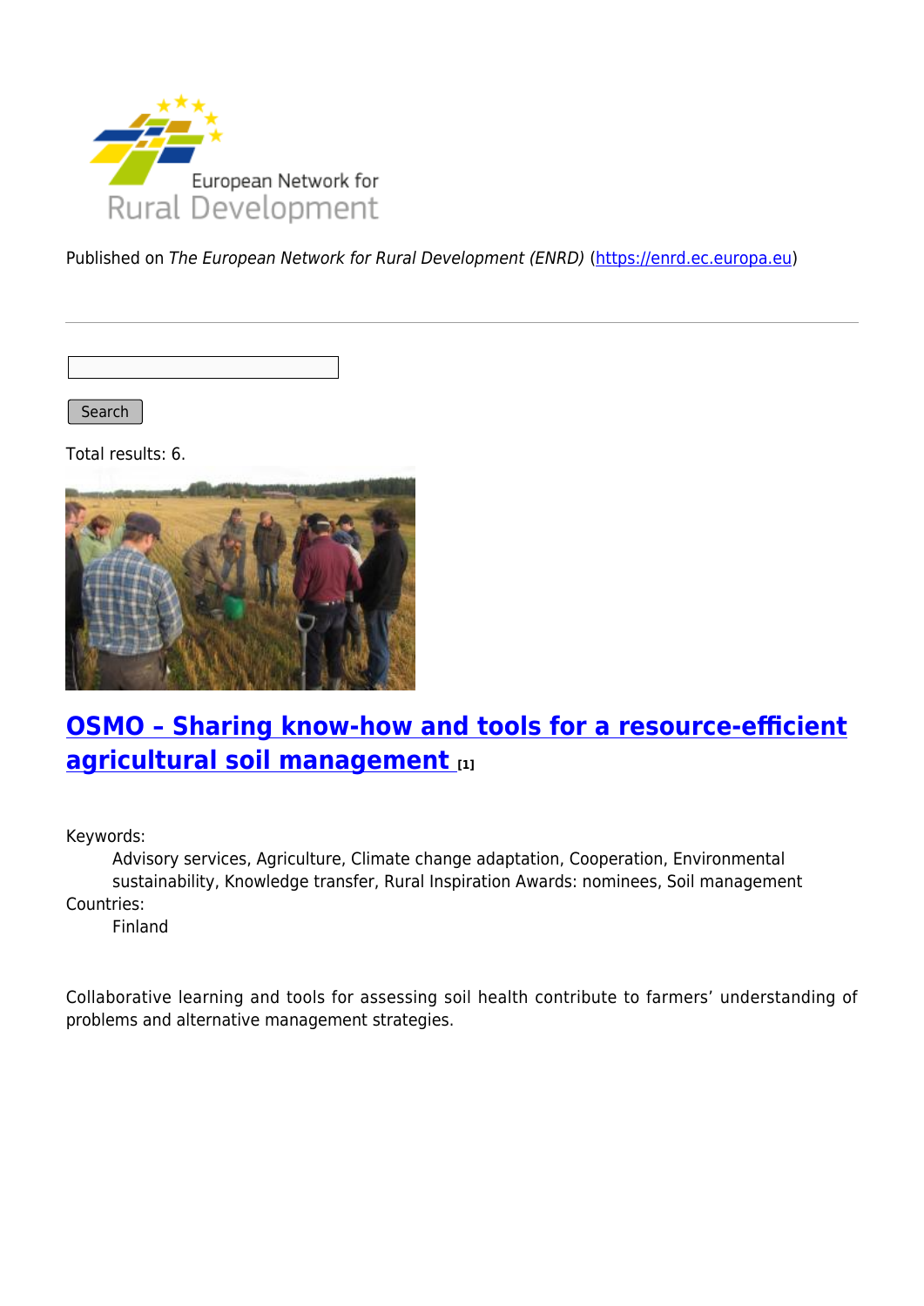Published on *The European Network for Rural Development (ENRD)* (https://enrd.ec.europa.eu)

Search

Total results: 6.

## OSMO – Sharing know-how and tools for a resource-efficient agricultural soil management [1]

Keywords:
: Advisory services, Agriculture, Climate change adaptation, Cooperation, Environmental sustainability, Knowledge transfer, Rural Inspiration Awards: nominees, Soil management

Countries:
: Finland

Collaborative learning and tools for assessing soil health contribute to farmers' understanding of problems and alternative management strategies.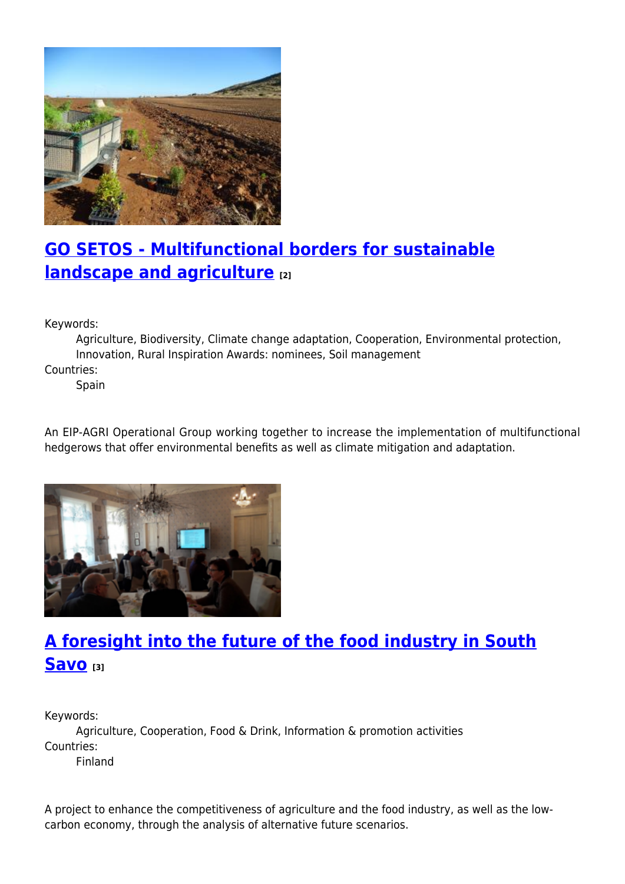## GO SETOS - Multifunctional borders for sustainable landscape and agriculture [2]

Keywords:

Agriculture, Biodiversity, Climate change adaptation, Cooperation, Environmental protection, Innovation, Rural Inspiration Awards: nominees, Soil management

Countries:

Spain

An EIP-AGRI Operational Group working together to increase the implementation of multifunctional hedgerows that offer environmental benefits as well as climate mitigation and adaptation.

## A foresight into the future of the food industry in South Savo [3]

Keywords:

Agriculture, Cooperation, Food & Drink, Information & promotion activities

Countries:

Finland

A project to enhance the competitiveness of agriculture and the food industry, as well as the low-carbon economy, through the analysis of alternative future scenarios.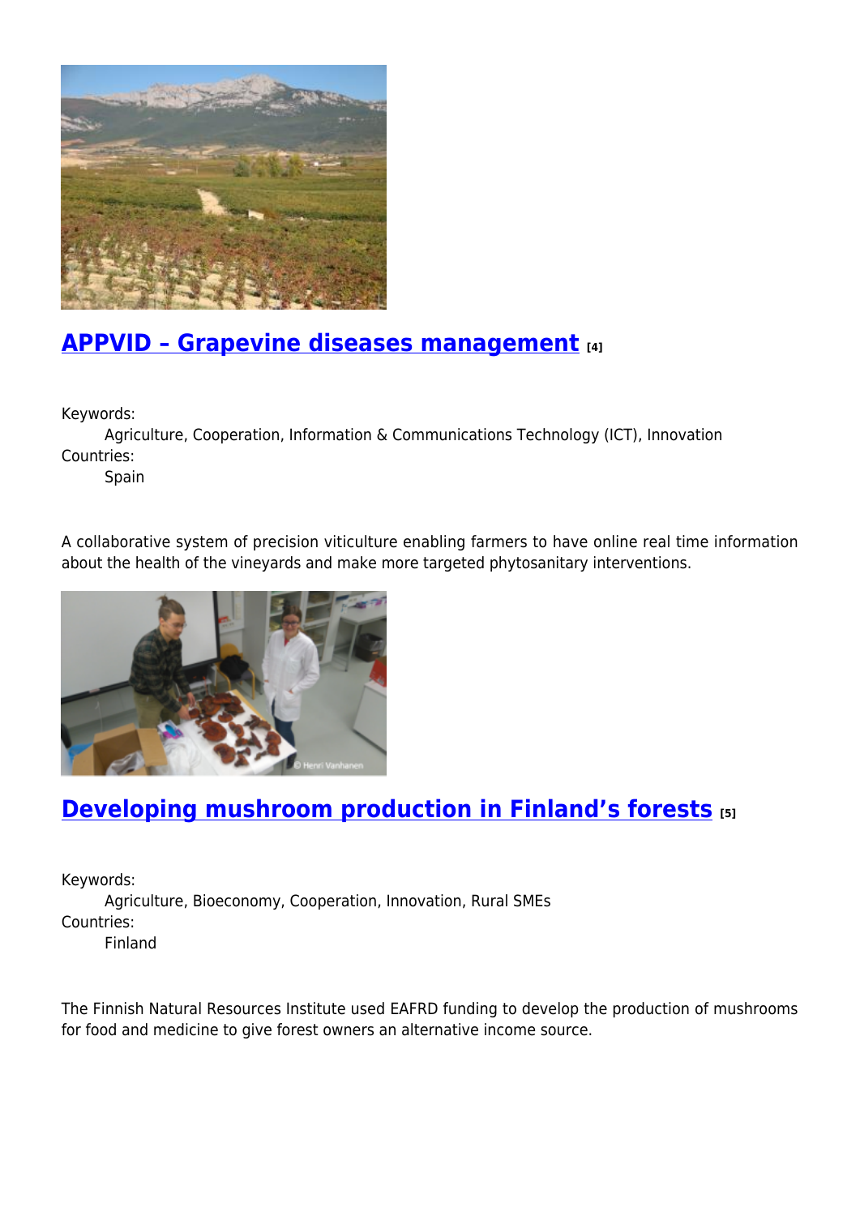## [APPVID – Grapevine diseases management [4]]

Keywords:
Agriculture, Cooperation, Information & Communications Technology (ICT), Innovation
Countries:
Spain

A collaborative system of precision viticulture enabling farmers to have online real time information about the health of the vineyards and make more targeted phytosanitary interventions.

## [Developing mushroom production in Finland's forests [5]]

Keywords:
Agriculture, Bioeconomy, Cooperation, Innovation, Rural SMEs
Countries:
Finland

The Finnish Natural Resources Institute used EAFRD funding to develop the production of mushrooms for food and medicine to give forest owners an alternative income source.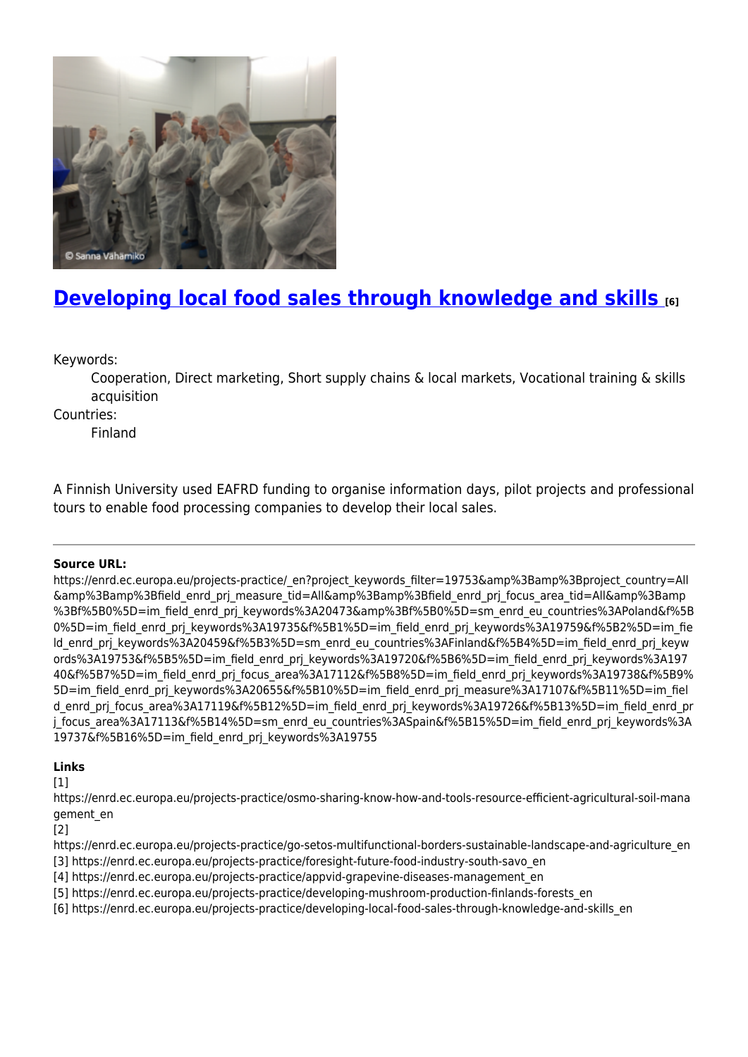## [Developing local food sales through knowledge and skills [6]](https://enrd.ec.europa.eu/projects-practice/developing-local-food-sales-through-knowledge-and-skills_en)

Keywords:
: Cooperation, Direct marketing, Short supply chains & local markets, Vocational training & skills acquisition

Countries:
: Finland

A Finnish University used EAFRD funding to organise information days, pilot projects and professional tours to enable food processing companies to develop their local sales.

---

**Source URL:**
https://enrd.ec.europa.eu/projects-practice/_en?project_keywords_filter=19753&amp%3Bamp%3Bproject_country=All&amp%3Bamp%3Bfield_enrd_prj_measure_tid=All&amp%3Bamp%3Bfield_enrd_prj_focus_area_tid=All&amp%3Bamp%3Bf%5B0%5D=im_field_enrd_prj_keywords%3A20473&amp%3Bf%5B0%5D=sm_enrd_eu_countries%3APoland&f%5B0%5D=im_field_enrd_prj_keywords%3A19735&f%5B1%5D=im_field_enrd_prj_keywords%3A19759&f%5B2%5D=im_field_enrd_prj_keywords%3A20459&f%5B3%5D=sm_enrd_eu_countries%3AFinland&f%5B4%5D=im_field_enrd_prj_keywords%3A19753&f%5B5%5D=im_field_enrd_prj_keywords%3A19720&f%5B6%5D=im_field_enrd_prj_keywords%3A19740&f%5B7%5D=im_field_enrd_prj_focus_area%3A17112&f%5B8%5D=im_field_enrd_prj_keywords%3A19738&f%5B9%5D=im_field_enrd_prj_keywords%3A20655&f%5B10%5D=im_field_enrd_prj_measure%3A17107&f%5B11%5D=im_field_enrd_prj_focus_area%3A17119&f%5B12%5D=im_field_enrd_prj_keywords%3A19726&f%5B13%5D=im_field_enrd_prj_focus_area%3A17113&f%5B14%5D=sm_enrd_eu_countries%3ASpain&f%5B15%5D=im_field_enrd_prj_keywords%3A19737&f%5B16%5D=im_field_enrd_prj_keywords%3A19755

**Links**

[1] https://enrd.ec.europa.eu/projects-practice/osmo-sharing-know-how-and-tools-resource-efficient-agricultural-soil-management_en
[2] https://enrd.ec.europa.eu/projects-practice/go-setos-multifunctional-borders-sustainable-landscape-and-agriculture_en
[3] https://enrd.ec.europa.eu/projects-practice/foresight-future-food-industry-south-savo_en
[4] https://enrd.ec.europa.eu/projects-practice/appvid-grapevine-diseases-management_en
[5] https://enrd.ec.europa.eu/projects-practice/developing-mushroom-production-finlands-forests_en
[6] https://enrd.ec.europa.eu/projects-practice/developing-local-food-sales-through-knowledge-and-skills_en